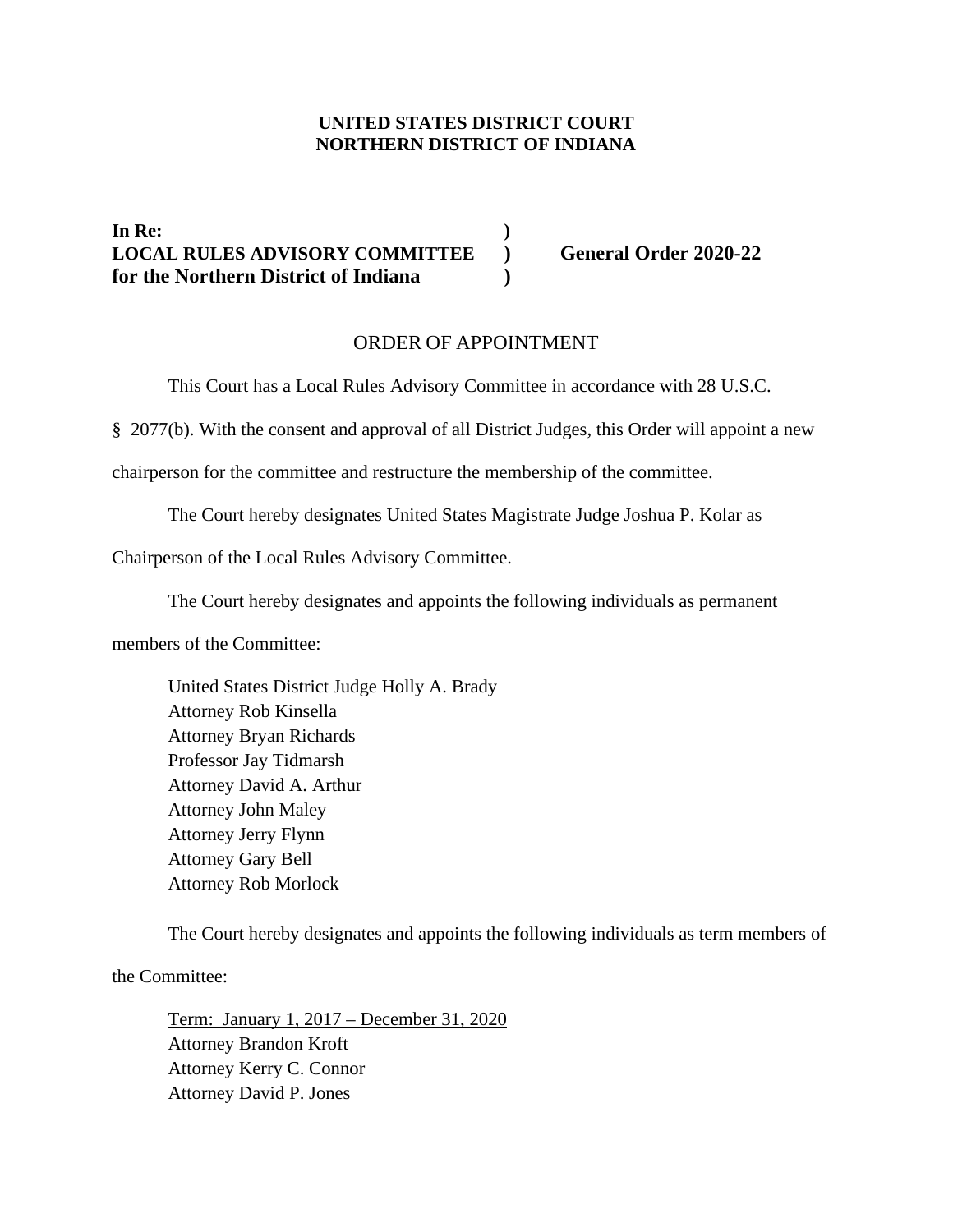**UNITED STATES DISTRICT COURT**
**NORTHERN DISTRICT OF INDIANA**

**In Re:** )
**LOCAL RULES ADVISORY COMMITTEE** ) **General Order 2020-22**
**for the Northern District of Indiana** )

ORDER OF APPOINTMENT

This Court has a Local Rules Advisory Committee in accordance with 28 U.S.C. § 2077(b). With the consent and approval of all District Judges, this Order will appoint a new chairperson for the committee and restructure the membership of the committee.

The Court hereby designates United States Magistrate Judge Joshua P. Kolar as Chairperson of the Local Rules Advisory Committee.

The Court hereby designates and appoints the following individuals as permanent members of the Committee:

United States District Judge Holly A. Brady
Attorney Rob Kinsella
Attorney Bryan Richards
Professor Jay Tidmarsh
Attorney David A. Arthur
Attorney John Maley
Attorney Jerry Flynn
Attorney Gary Bell
Attorney Rob Morlock

The Court hereby designates and appoints the following individuals as term members of the Committee:

Term: January 1, 2017 – December 31, 2020
Attorney Brandon Kroft
Attorney Kerry C. Connor
Attorney David P. Jones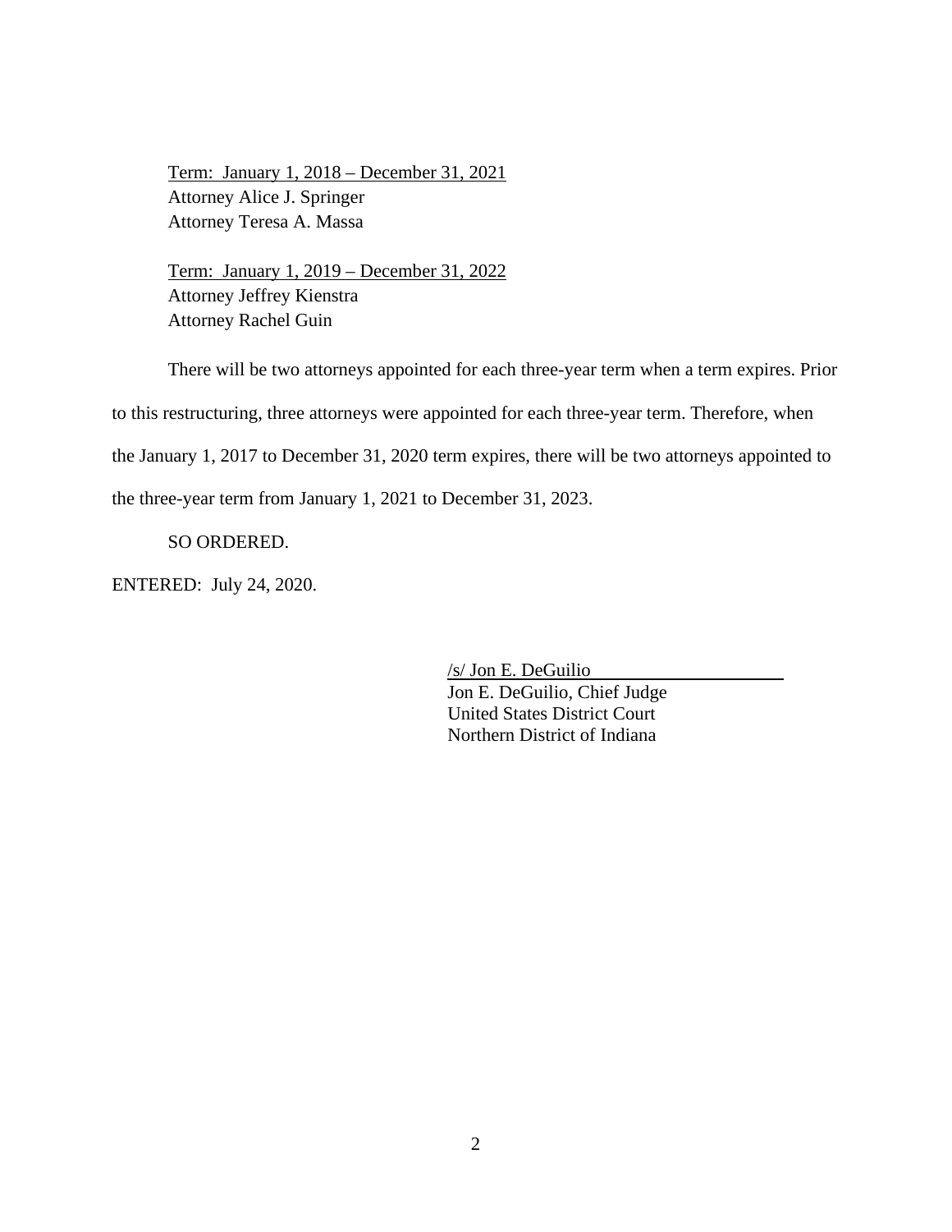<u>Term: January 1, 2018 – December 31, 2021</u>
Attorney Alice J. Springer
Attorney Teresa A. Massa

<u>Term: January 1, 2019 – December 31, 2022</u>
Attorney Jeffrey Kienstra
Attorney Rachel Guin

There will be two attorneys appointed for each three-year term when a term expires. Prior to this restructuring, three attorneys were appointed for each three-year term. Therefore, when the January 1, 2017 to December 31, 2020 term expires, there will be two attorneys appointed to the three-year term from January 1, 2021 to December 31, 2023.

SO ORDERED.

ENTERED: July 24, 2020.

/s/ Jon E. DeGuilio
Jon E. DeGuilio, Chief Judge
United States District Court
Northern District of Indiana